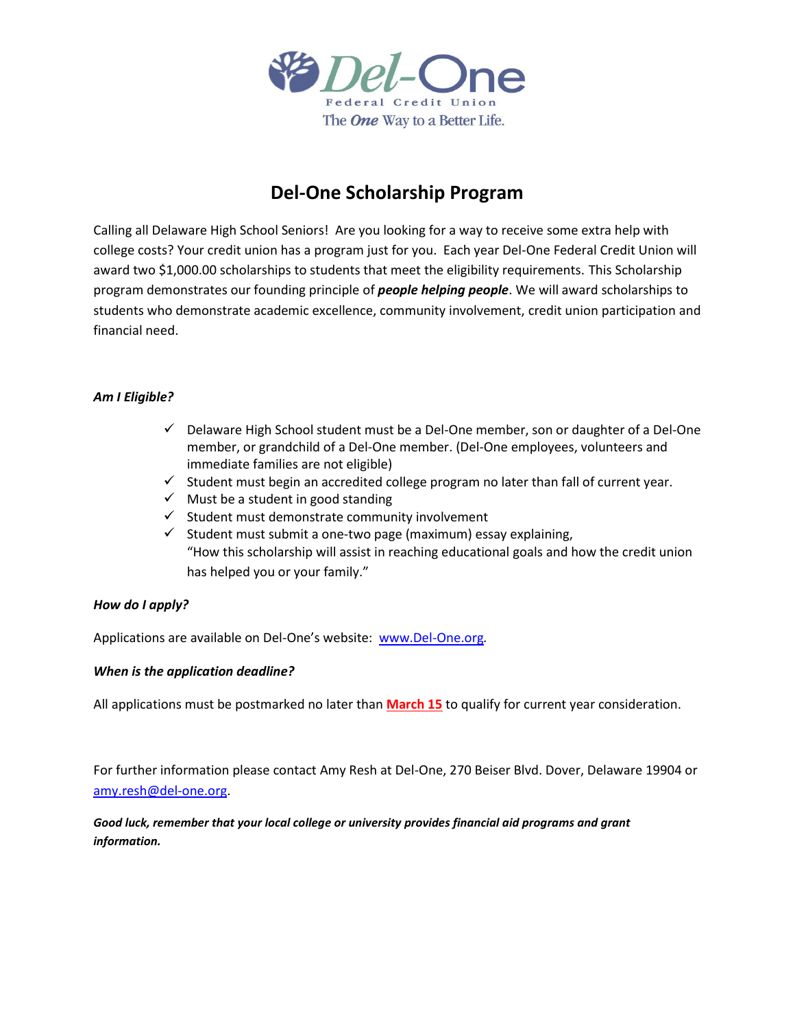Del-One
Federal Credit Union
The *One* Way to a Better Life.

# Del-One Scholarship Program

Calling all Delaware High School Seniors! Are you looking for a way to receive some extra help with college costs? Your credit union has a program just for you. Each year Del-One Federal Credit Union will award two $1,000.00 scholarships to students that meet the eligibility requirements. This Scholarship program demonstrates our founding principle of ***people helping people***. We will award scholarships to students who demonstrate academic excellence, community involvement, credit union participation and financial need.

***Am I Eligible?***

- ✓ Delaware High School student must be a Del-One member, son or daughter of a Del-One member, or grandchild of a Del-One member. (Del-One employees, volunteers and immediate families are not eligible)
- ✓ Student must begin an accredited college program no later than fall of current year.
- ✓ Must be a student in good standing
- ✓ Student must demonstrate community involvement
- ✓ Student must submit a one-two page (maximum) essay explaining, "How this scholarship will assist in reaching educational goals and how the credit union has helped you or your family."

***How do I apply?***

Applications are available on Del-One's website: www.Del-One.org.

***When is the application deadline?***

All applications must be postmarked no later than **March 15** to qualify for current year consideration.

For further information please contact Amy Resh at Del-One, 270 Beiser Blvd. Dover, Delaware 19904 or amy.resh@del-one.org.

***Good luck, remember that your local college or university provides financial aid programs and grant information.***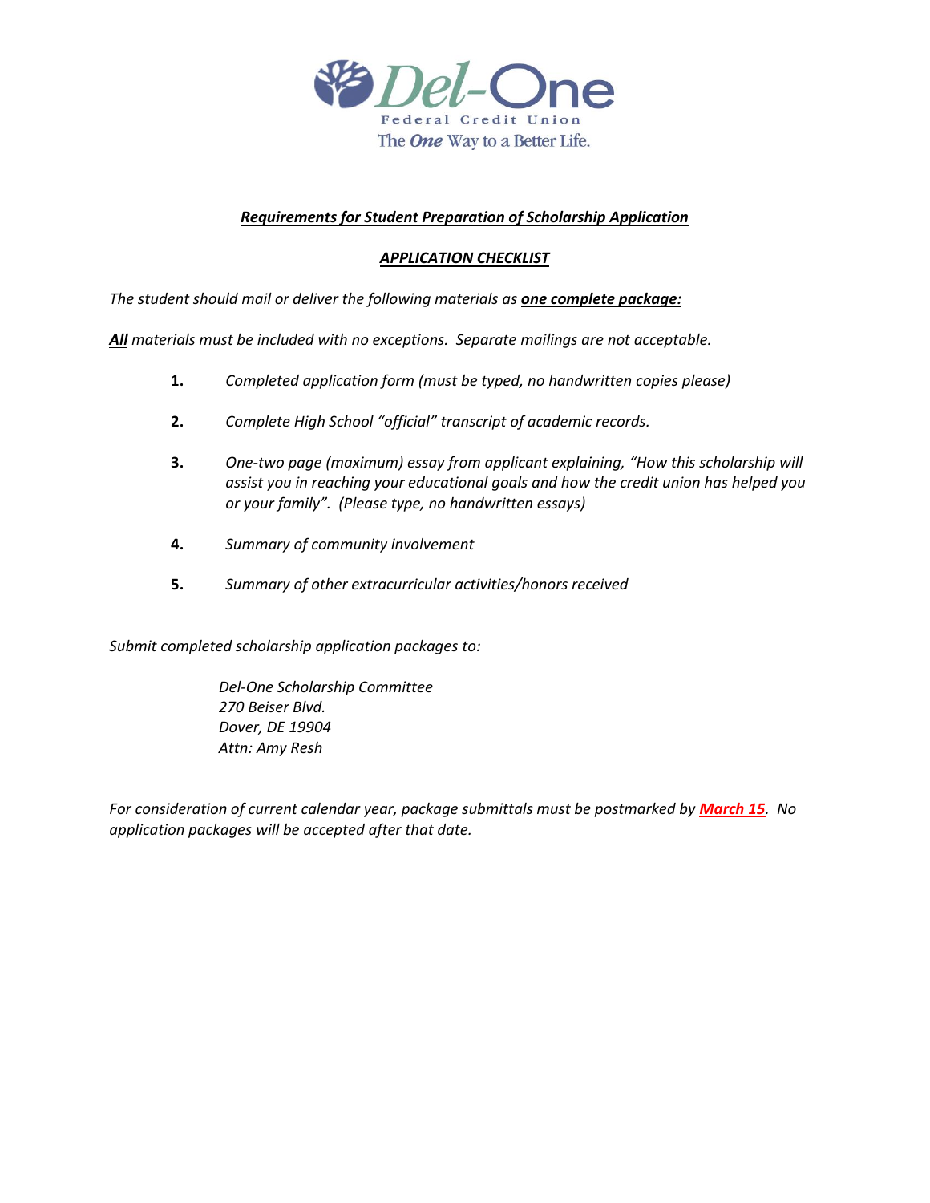Del-One
Federal Credit Union
The *One* Way to a Better Life.

## ***Requirements for Student Preparation of Scholarship Application***

### ***APPLICATION CHECKLIST***

*The student should mail or deliver the following materials as* ***one complete package:***

***All*** *materials must be included with no exceptions. Separate mailings are not acceptable.*

1. *Completed application form (must be typed, no handwritten copies please)*
2. *Complete High School "official" transcript of academic records.*
3. *One-two page (maximum) essay from applicant explaining, "How this scholarship will assist you in reaching your educational goals and how the credit union has helped you or your family". (Please type, no handwritten essays)*
4. *Summary of community involvement*
5. *Summary of other extracurricular activities/honors received*

*Submit completed scholarship application packages to:*

*Del-One Scholarship Committee*
*270 Beiser Blvd.*
*Dover, DE 19904*
*Attn: Amy Resh*

*For consideration of current calendar year, package submittals must be postmarked by* ***March 15****. No application packages will be accepted after that date.*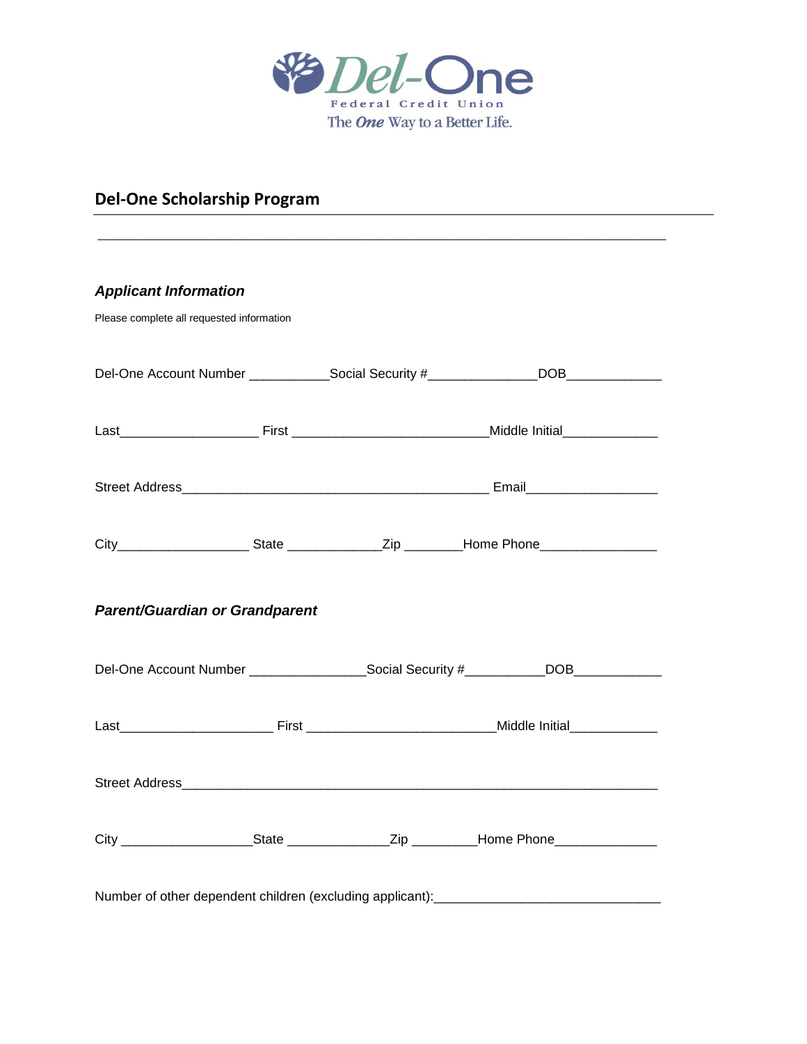Del-One Federal Credit Union

The One Way to a Better Life.

## Del-One Scholarship Program

---

### *Applicant Information*

Please complete all requested information

Del-One Account Number ___________Social Security #______________DOB____________

Last__________________ First __________________________Middle Initial____________

Street Address________________________________________ Email_________________

City_________________ State ____________Zip _______Home Phone_______________

### *Parent/Guardian or Grandparent*

Del-One Account Number _______________Social Security #__________DOB___________

Last____________________ First _________________________Middle Initial___________

Street Address_______________________________________________________________

City _________________State _____________Zip ________Home Phone_____________

Number of other dependent children (excluding applicant):_____________________________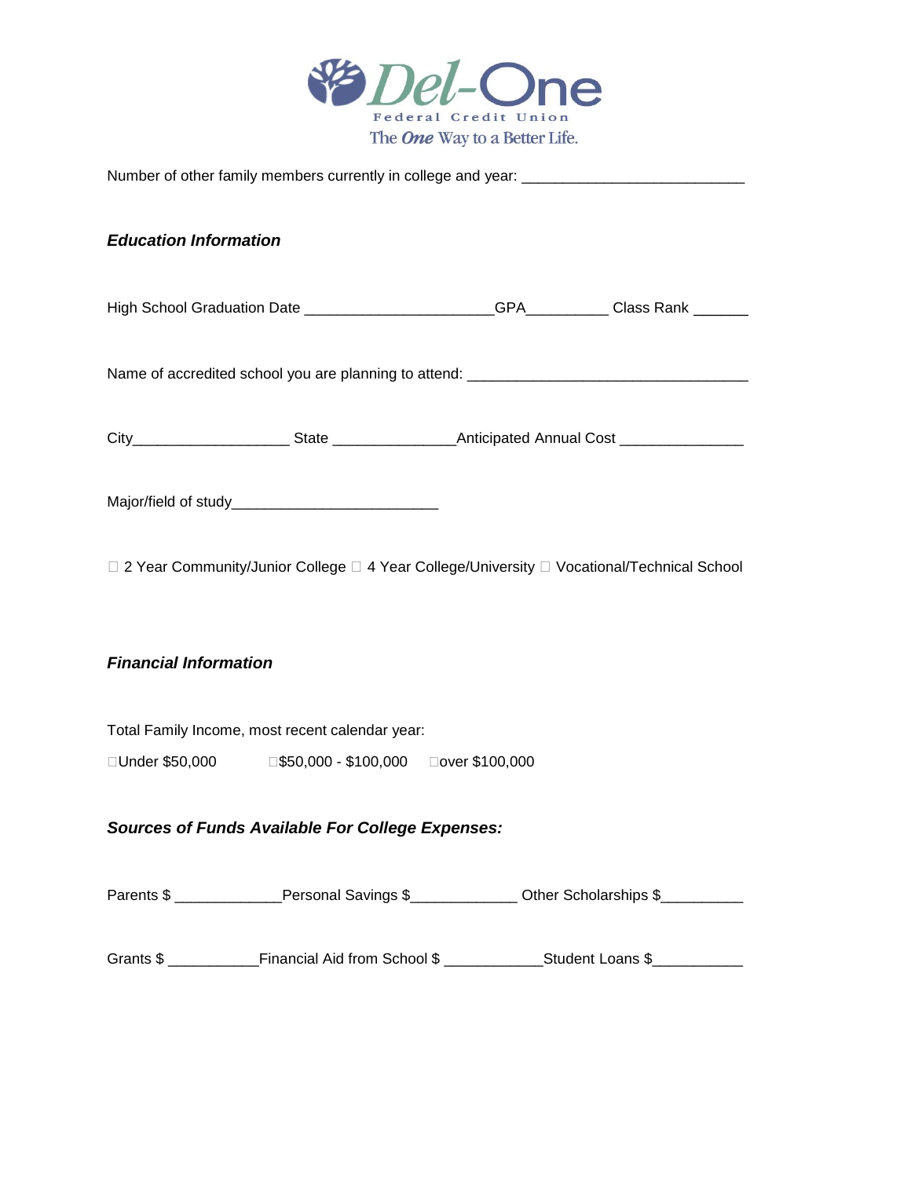Del-One
Federal Credit Union
The *One* Way to a Better Life.

Number of other family members currently in college and year: ___________________________

### *Education Information*

High School Graduation Date _______________________GPA__________ Class Rank _______

Name of accredited school you are planning to attend: __________________________________

City___________________ State ______________Anticipated Annual Cost ______________

Major/field of study_________________________

☐ 2 Year Community/Junior College ☐ 4 Year College/University ☐ Vocational/Technical School

### *Financial Information*

Total Family Income, most recent calendar year:

☐Under $50,000 ☐$50,000 - $100,000 ☐over $100,000

### *Sources of Funds Available For College Expenses:*

Parents $ _____________Personal Savings $_____________ Other Scholarships $__________

Grants $ ___________Financial Aid from School $ ____________Student Loans $___________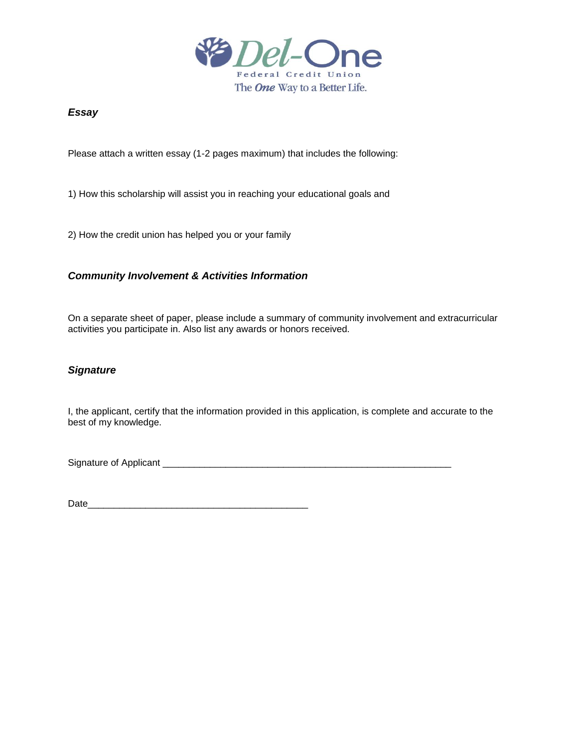Del-One

Federal Credit Union

The *One* Way to a Better Life.

### *Essay*

Please attach a written essay (1-2 pages maximum) that includes the following:

1) How this scholarship will assist you in reaching your educational goals and

2) How the credit union has helped you or your family

### *Community Involvement & Activities Information*

On a separate sheet of paper, please include a summary of community involvement and extracurricular activities you participate in. Also list any awards or honors received.

### *Signature*

I, the applicant, certify that the information provided in this application, is complete and accurate to the best of my knowledge.

Signature of Applicant ________________________________________________________

Date__________________________________________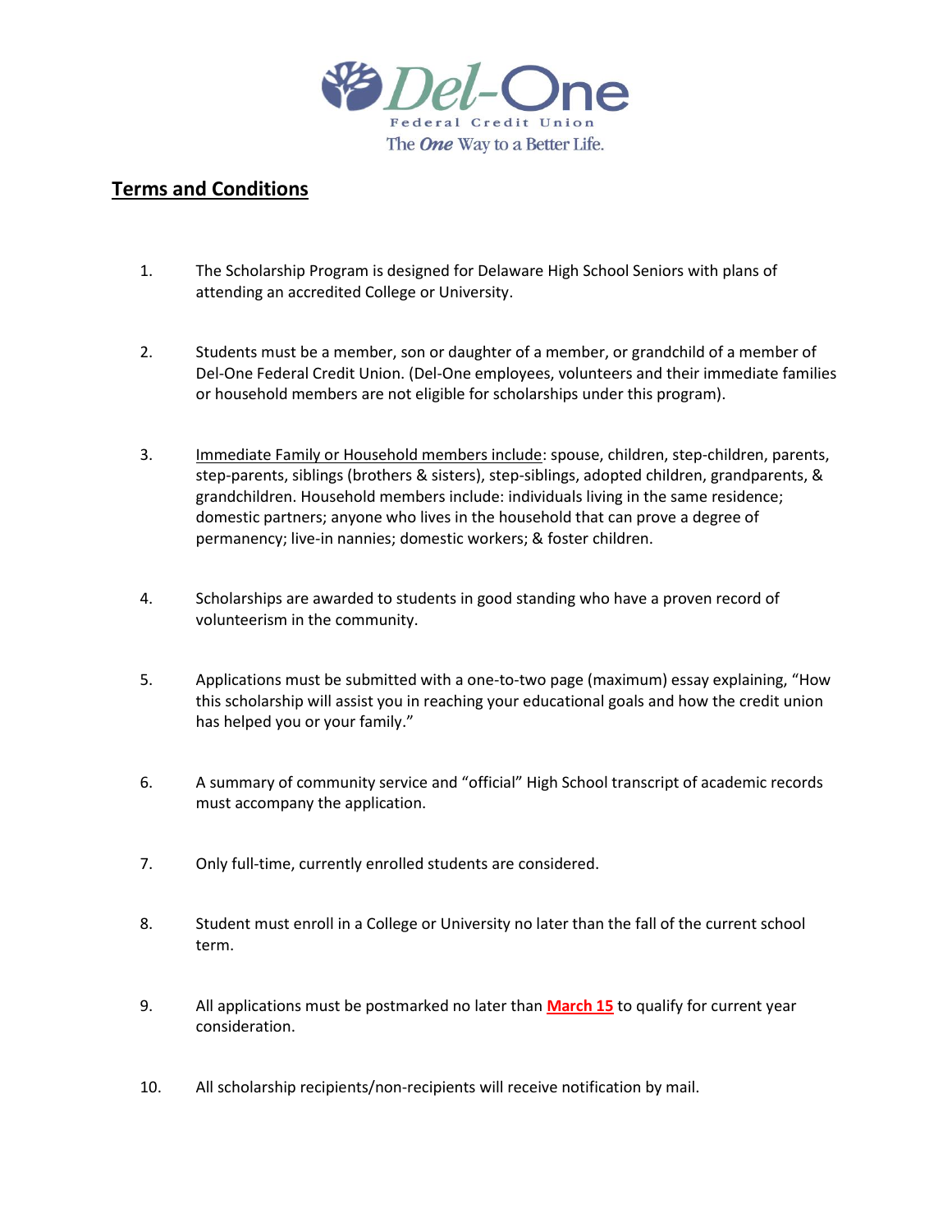Del-One
Federal Credit Union
The *One* Way to a Better Life.

## Terms and Conditions

1. The Scholarship Program is designed for Delaware High School Seniors with plans of attending an accredited College or University.

2. Students must be a member, son or daughter of a member, or grandchild of a member of Del-One Federal Credit Union. (Del-One employees, volunteers and their immediate families or household members are not eligible for scholarships under this program).

3. Immediate Family or Household members include: spouse, children, step-children, parents, step-parents, siblings (brothers & sisters), step-siblings, adopted children, grandparents, & grandchildren. Household members include: individuals living in the same residence; domestic partners; anyone who lives in the household that can prove a degree of permanency; live-in nannies; domestic workers; & foster children.

4. Scholarships are awarded to students in good standing who have a proven record of volunteerism in the community.

5. Applications must be submitted with a one-to-two page (maximum) essay explaining, "How this scholarship will assist you in reaching your educational goals and how the credit union has helped you or your family."

6. A summary of community service and "official" High School transcript of academic records must accompany the application.

7. Only full-time, currently enrolled students are considered.

8. Student must enroll in a College or University no later than the fall of the current school term.

9. All applications must be postmarked no later than **March 15** to qualify for current year consideration.

10. All scholarship recipients/non-recipients will receive notification by mail.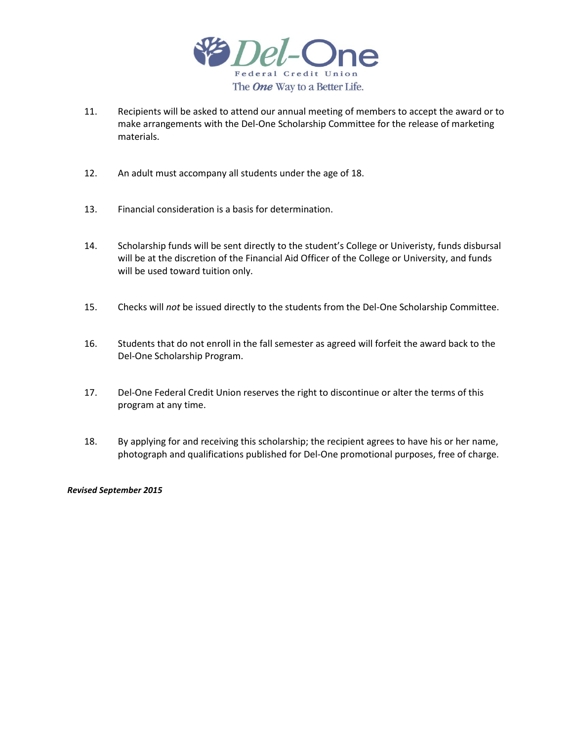11. Recipients will be asked to attend our annual meeting of members to accept the award or to make arrangements with the Del-One Scholarship Committee for the release of marketing materials.

12. An adult must accompany all students under the age of 18.

13. Financial consideration is a basis for determination.

14. Scholarship funds will be sent directly to the student's College or Univeristy, funds disbursal will be at the discretion of the Financial Aid Officer of the College or University, and funds will be used toward tuition only.

15. Checks will *not* be issued directly to the students from the Del-One Scholarship Committee.

16. Students that do not enroll in the fall semester as agreed will forfeit the award back to the Del-One Scholarship Program.

17. Del-One Federal Credit Union reserves the right to discontinue or alter the terms of this program at any time.

18. By applying for and receiving this scholarship; the recipient agrees to have his or her name, photograph and qualifications published for Del-One promotional purposes, free of charge.

***Revised September 2015***